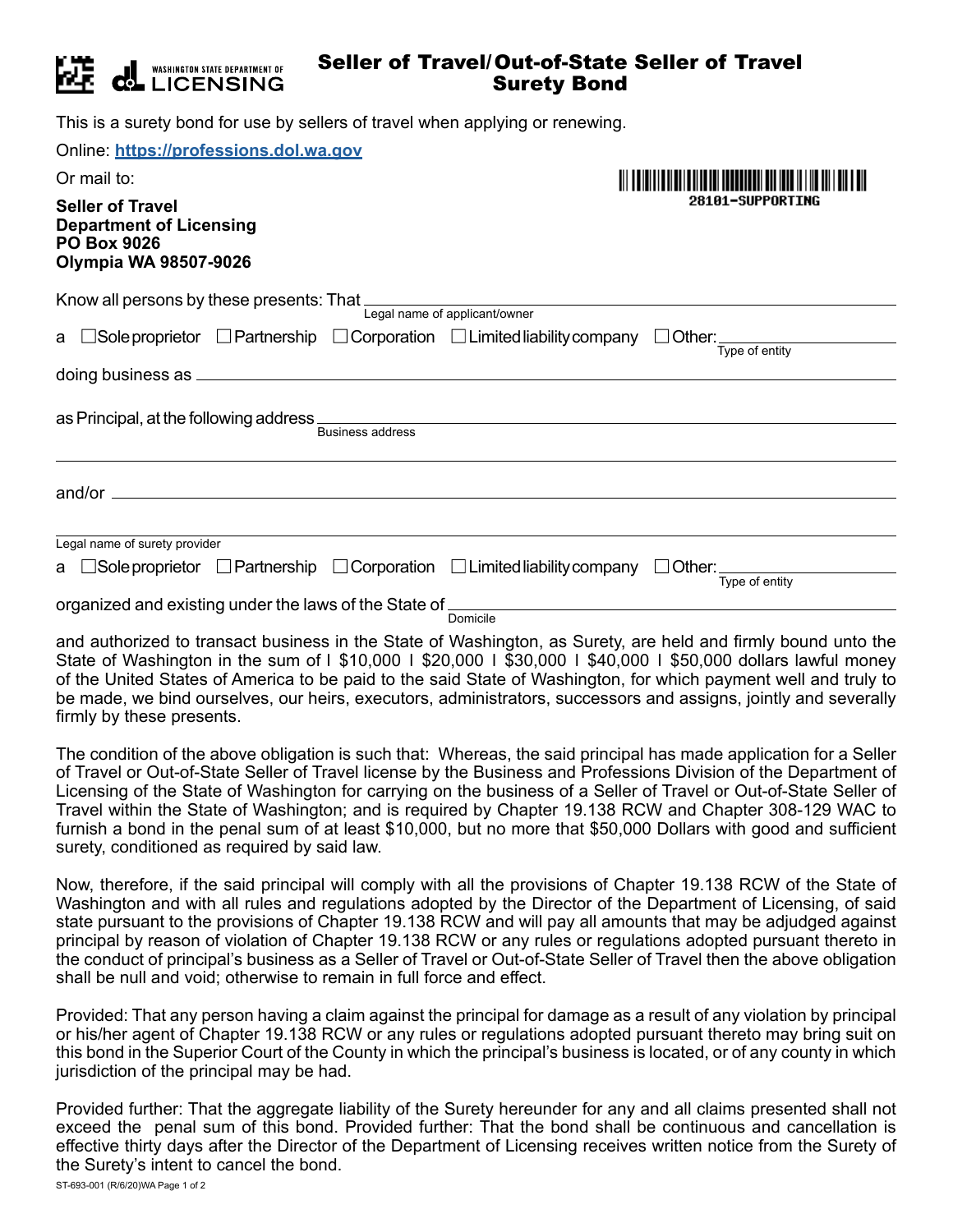WASHINGTON STATE DEPARTMENT OF LICENSING

# Seller of Travel/Out-of-State Seller of Travel Surety Bond

This is a surety bond for use by sellers of travel when applying or renewing.

Online: **https://professions.dol.wa.gov**

Or mail to:

28101-SUPPORTING

**Seller of Travel**
**Department of Licensing**
**PO Box 9026**
**Olympia WA 98507-9026**

Know all persons by these presents: That ______________________________
Legal name of applicant/owner

a ☐ Sole proprietor ☐ Partnership ☐ Corporation ☐ Limited liability company ☐ Other: ______________
Type of entity

doing business as ______________________________

as Principal, at the following address ______________________________
Business address

______________________________

and/or ______________________________

______________________________
Legal name of surety provider

a ☐ Sole proprietor ☐ Partnership ☐ Corporation ☐ Limited liability company ☐ Other: ______________
Type of entity

organized and existing under the laws of the State of ______________________________
Domicile

and authorized to transact business in the State of Washington, as Surety, are held and firmly bound unto the State of Washington in the sum of I $10,000 I $20,000 I $30,000 I $40,000 I $50,000 dollars lawful money of the United States of America to be paid to the said State of Washington, for which payment well and truly to be made, we bind ourselves, our heirs, executors, administrators, successors and assigns, jointly and severally firmly by these presents.

The condition of the above obligation is such that: Whereas, the said principal has made application for a Seller of Travel or Out-of-State Seller of Travel license by the Business and Professions Division of the Department of Licensing of the State of Washington for carrying on the business of a Seller of Travel or Out-of-State Seller of Travel within the State of Washington; and is required by Chapter 19.138 RCW and Chapter 308-129 WAC to furnish a bond in the penal sum of at least $10,000, but no more that $50,000 Dollars with good and sufficient surety, conditioned as required by said law.

Now, therefore, if the said principal will comply with all the provisions of Chapter 19.138 RCW of the State of Washington and with all rules and regulations adopted by the Director of the Department of Licensing, of said state pursuant to the provisions of Chapter 19.138 RCW and will pay all amounts that may be adjudged against principal by reason of violation of Chapter 19.138 RCW or any rules or regulations adopted pursuant thereto in the conduct of principal's business as a Seller of Travel or Out-of-State Seller of Travel then the above obligation shall be null and void; otherwise to remain in full force and effect.

Provided: That any person having a claim against the principal for damage as a result of any violation by principal or his/her agent of Chapter 19.138 RCW or any rules or regulations adopted pursuant thereto may bring suit on this bond in the Superior Court of the County in which the principal's business is located, or of any county in which jurisdiction of the principal may be had.

Provided further: That the aggregate liability of the Surety hereunder for any and all claims presented shall not exceed the penal sum of this bond. Provided further: That the bond shall be continuous and cancellation is effective thirty days after the Director of the Department of Licensing receives written notice from the Surety of the Surety's intent to cancel the bond.

ST-693-001 (R/6/20)WA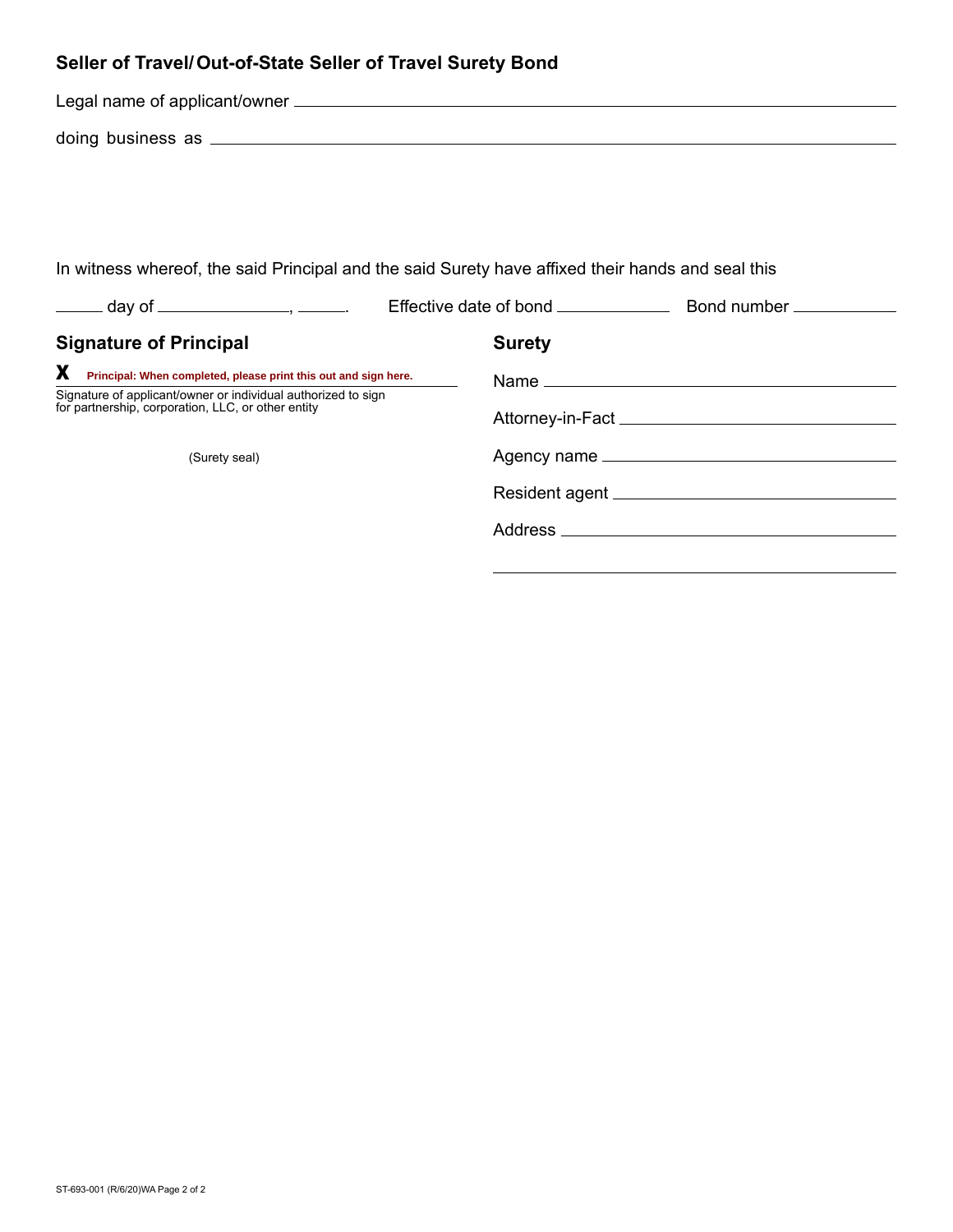## Seller of Travel/ Out-of-State Seller of Travel Surety Bond

Legal name of applicant/owner ______________________________

doing business as ______________________________

In witness whereof, the said Principal and the said Surety have affixed their hands and seal this

_____ day of ______________, _____. Effective date of bond ____________ Bond number ____________

### Signature of Principal

**X** **Principal: When completed, please print this out and sign here.**

Signature of applicant/owner or individual authorized to sign for partnership, corporation, LLC, or other entity

(Surety seal)

### Surety

Name ______________________________

Attorney-in-Fact ______________________________

Agency name ______________________________

Resident agent ______________________________

Address ______________________________

______________________________

ST-693-001 (R/6/20)WA